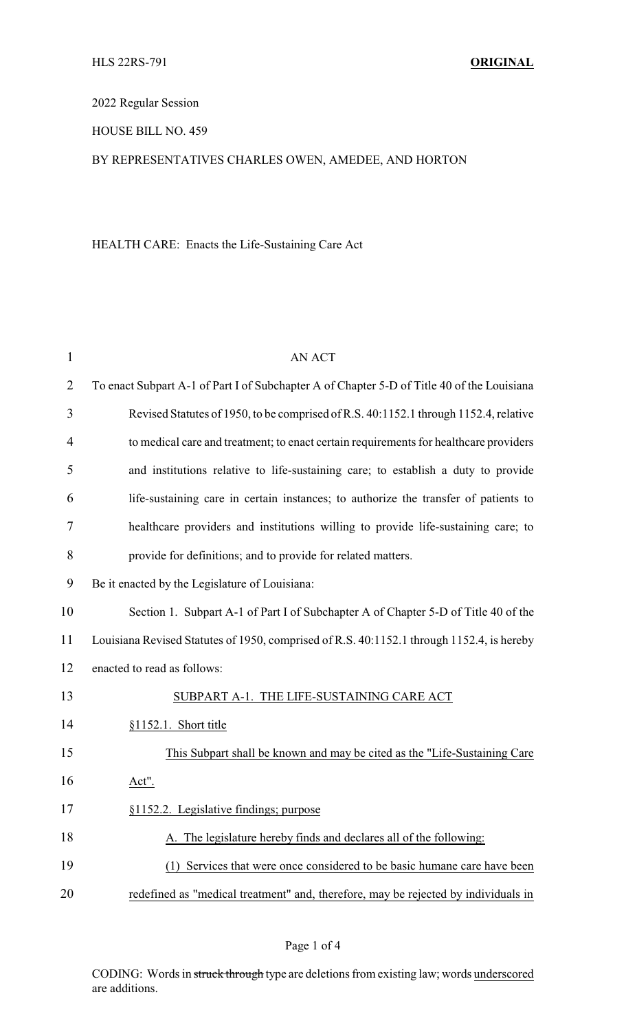HLS 22RS-791 **ORIGINAL**

2022 Regular Session

HOUSE BILL NO. 459

BY REPRESENTATIVES CHARLES OWEN, AMEDEE, AND HORTON

HEALTH CARE: Enacts the Life-Sustaining Care Act

AN ACT

To enact Subpart A-1 of Part I of Subchapter A of Chapter 5-D of Title 40 of the Louisiana Revised Statutes of 1950, to be comprised of R.S. 40:1152.1 through 1152.4, relative to medical care and treatment; to enact certain requirements for healthcare providers and institutions relative to life-sustaining care; to establish a duty to provide life-sustaining care in certain instances; to authorize the transfer of patients to healthcare providers and institutions willing to provide life-sustaining care; to provide for definitions; and to provide for related matters.

Be it enacted by the Legislature of Louisiana:

Section 1. Subpart A-1 of Part I of Subchapter A of Chapter 5-D of Title 40 of the Louisiana Revised Statutes of 1950, comprised of R.S. 40:1152.1 through 1152.4, is hereby enacted to read as follows:

SUBPART A-1. THE LIFE-SUSTAINING CARE ACT

§1152.1. Short title

This Subpart shall be known and may be cited as the "Life-Sustaining Care Act".

§1152.2. Legislative findings; purpose

A. The legislature hereby finds and declares all of the following:

(1) Services that were once considered to be basic humane care have been redefined as "medical treatment" and, therefore, may be rejected by individuals in

CODING: Words in ~~struck through~~ type are deletions from existing law; words underscored are additions.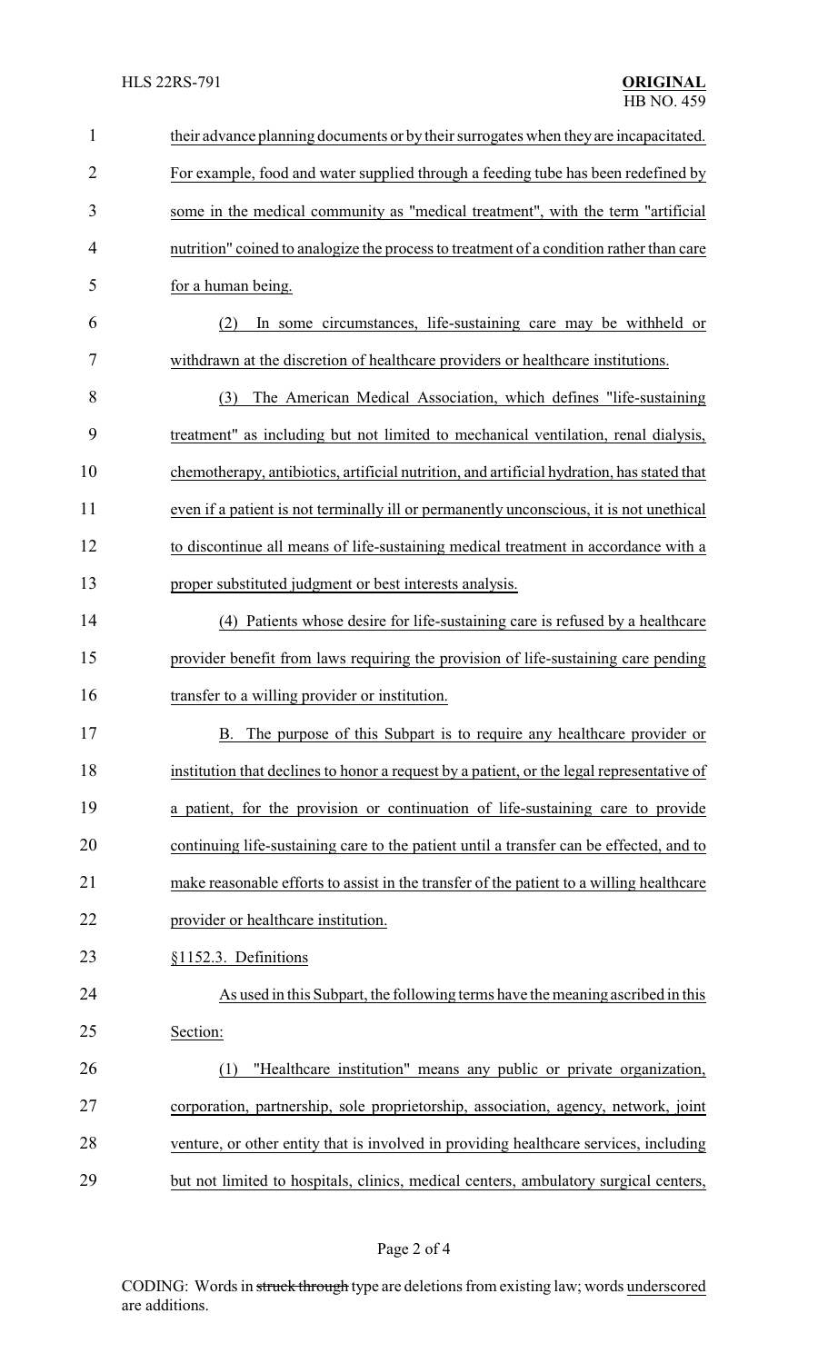their advance planning documents or by their surrogates when they are incapacitated. For example, food and water supplied through a feeding tube has been redefined by some in the medical community as "medical treatment", with the term "artificial nutrition" coined to analogize the process to treatment of a condition rather than care for a human being.

(2) In some circumstances, life-sustaining care may be withheld or withdrawn at the discretion of healthcare providers or healthcare institutions.

(3) The American Medical Association, which defines "life-sustaining treatment" as including but not limited to mechanical ventilation, renal dialysis, chemotherapy, antibiotics, artificial nutrition, and artificial hydration, has stated that even if a patient is not terminally ill or permanently unconscious, it is not unethical to discontinue all means of life-sustaining medical treatment in accordance with a proper substituted judgment or best interests analysis.

(4) Patients whose desire for life-sustaining care is refused by a healthcare provider benefit from laws requiring the provision of life-sustaining care pending transfer to a willing provider or institution.

B. The purpose of this Subpart is to require any healthcare provider or institution that declines to honor a request by a patient, or the legal representative of a patient, for the provision or continuation of life-sustaining care to provide continuing life-sustaining care to the patient until a transfer can be effected, and to make reasonable efforts to assist in the transfer of the patient to a willing healthcare provider or healthcare institution.

§1152.3. Definitions

As used in this Subpart, the following terms have the meaning ascribed in this Section:

(1) "Healthcare institution" means any public or private organization, corporation, partnership, sole proprietorship, association, agency, network, joint venture, or other entity that is involved in providing healthcare services, including but not limited to hospitals, clinics, medical centers, ambulatory surgical centers,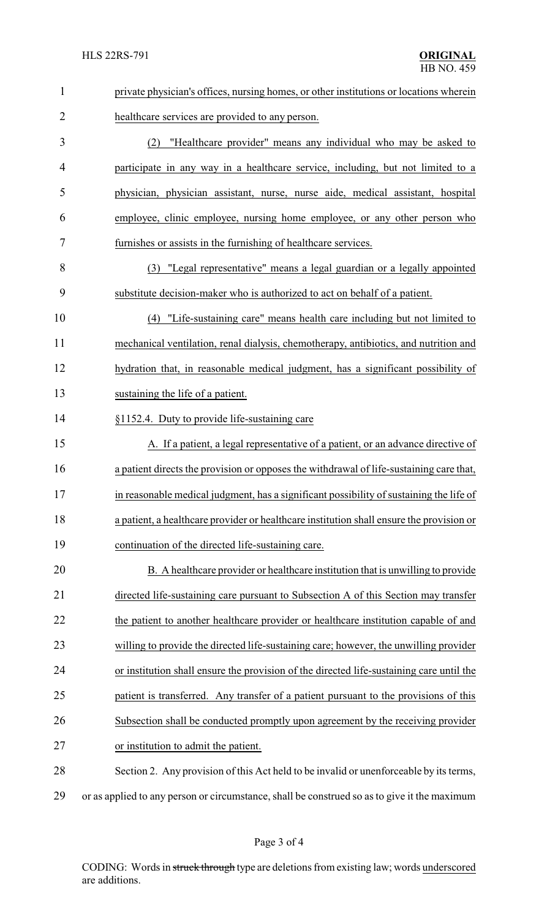private physician's offices, nursing homes, or other institutions or locations wherein healthcare services are provided to any person.

(2) "Healthcare provider" means any individual who may be asked to participate in any way in a healthcare service, including, but not limited to a physician, physician assistant, nurse, nurse aide, medical assistant, hospital employee, clinic employee, nursing home employee, or any other person who furnishes or assists in the furnishing of healthcare services.

(3) "Legal representative" means a legal guardian or a legally appointed substitute decision-maker who is authorized to act on behalf of a patient.

(4) "Life-sustaining care" means health care including but not limited to mechanical ventilation, renal dialysis, chemotherapy, antibiotics, and nutrition and hydration that, in reasonable medical judgment, has a significant possibility of sustaining the life of a patient.

§1152.4. Duty to provide life-sustaining care

A. If a patient, a legal representative of a patient, or an advance directive of a patient directs the provision or opposes the withdrawal of life-sustaining care that, in reasonable medical judgment, has a significant possibility of sustaining the life of a patient, a healthcare provider or healthcare institution shall ensure the provision or continuation of the directed life-sustaining care.

B. A healthcare provider or healthcare institution that is unwilling to provide directed life-sustaining care pursuant to Subsection A of this Section may transfer the patient to another healthcare provider or healthcare institution capable of and willing to provide the directed life-sustaining care; however, the unwilling provider or institution shall ensure the provision of the directed life-sustaining care until the patient is transferred. Any transfer of a patient pursuant to the provisions of this Subsection shall be conducted promptly upon agreement by the receiving provider or institution to admit the patient.

Section 2. Any provision of this Act held to be invalid or unenforceable by its terms, or as applied to any person or circumstance, shall be construed so as to give it the maximum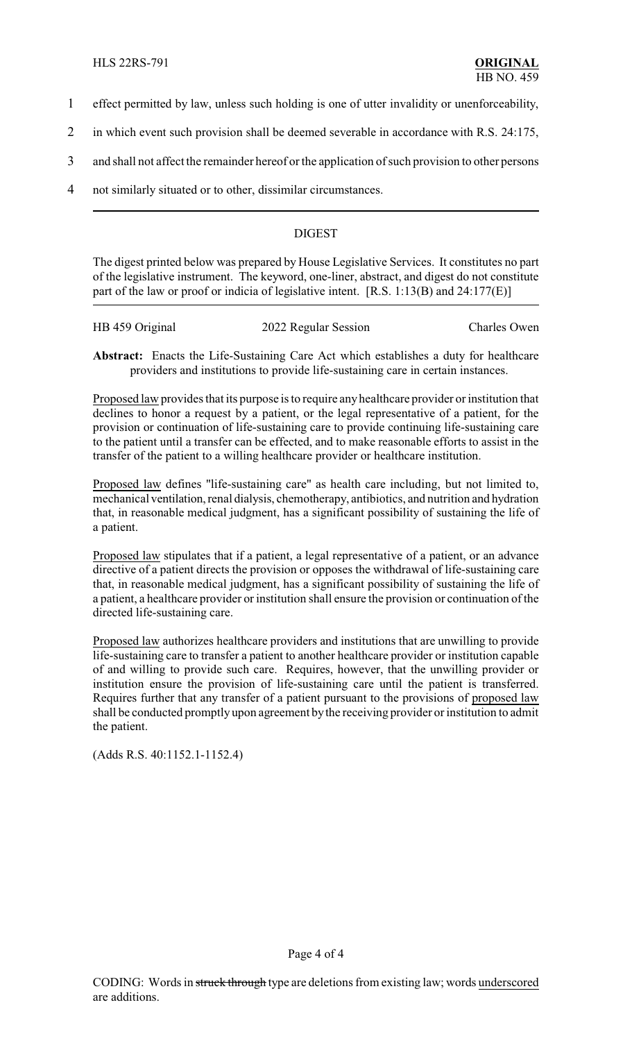effect permitted by law, unless such holding is one of utter invalidity or unenforceability, in which event such provision shall be deemed severable in accordance with R.S. 24:175, and shall not affect the remainder hereof or the application of such provision to other persons not similarly situated or to other, dissimilar circumstances.

---

## DIGEST

The digest printed below was prepared by House Legislative Services. It constitutes no part of the legislative instrument. The keyword, one-liner, abstract, and digest do not constitute part of the law or proof or indicia of legislative intent. [R.S. 1:13(B) and 24:177(E)]

---

HB 459 Original — 2022 Regular Session — Charles Owen

**Abstract:** Enacts the Life-Sustaining Care Act which establishes a duty for healthcare providers and institutions to provide life-sustaining care in certain instances.

Proposed law provides that its purpose is to require any healthcare provider or institution that declines to honor a request by a patient, or the legal representative of a patient, for the provision or continuation of life-sustaining care to provide continuing life-sustaining care to the patient until a transfer can be effected, and to make reasonable efforts to assist in the transfer of the patient to a willing healthcare provider or healthcare institution.

Proposed law defines "life-sustaining care" as health care including, but not limited to, mechanical ventilation, renal dialysis, chemotherapy, antibiotics, and nutrition and hydration that, in reasonable medical judgment, has a significant possibility of sustaining the life of a patient.

Proposed law stipulates that if a patient, a legal representative of a patient, or an advance directive of a patient directs the provision or opposes the withdrawal of life-sustaining care that, in reasonable medical judgment, has a significant possibility of sustaining the life of a patient, a healthcare provider or institution shall ensure the provision or continuation of the directed life-sustaining care.

Proposed law authorizes healthcare providers and institutions that are unwilling to provide life-sustaining care to transfer a patient to another healthcare provider or institution capable of and willing to provide such care. Requires, however, that the unwilling provider or institution ensure the provision of life-sustaining care until the patient is transferred. Requires further that any transfer of a patient pursuant to the provisions of proposed law shall be conducted promptly upon agreement by the receiving provider or institution to admit the patient.

(Adds R.S. 40:1152.1-1152.4)

CODING: Words in ~~struck through~~ type are deletions from existing law; words underscored are additions.